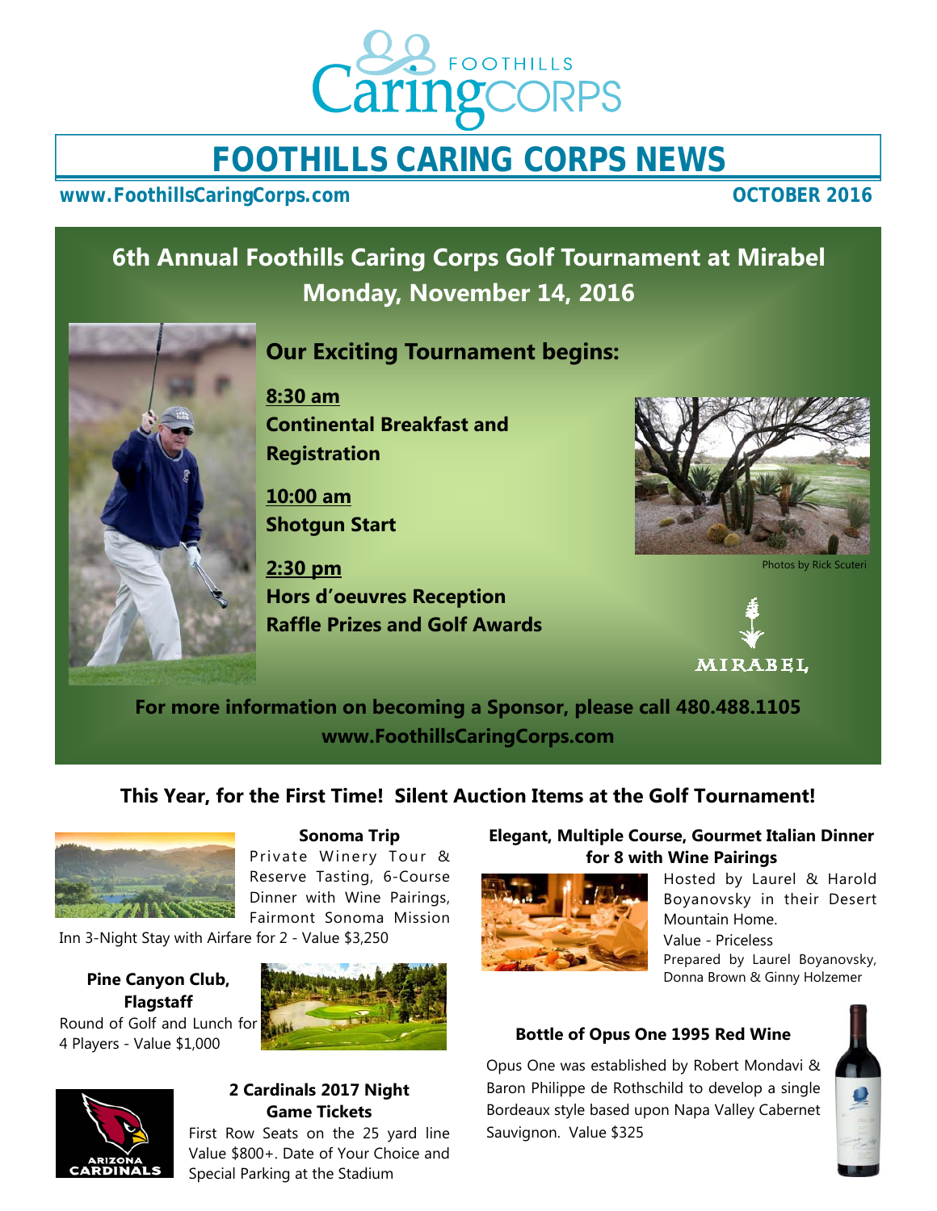# FOOTHILLS CARING CORPS NEWS

**www.FoothillsCaringCorps.com** **OCTOBER 2016**

## 6th Annual Foothills Caring Corps Golf Tournament at Mirabel
## Monday, November 14, 2016

### Our Exciting Tournament begins:

**8:30 am**
**Continental Breakfast and Registration**

**10:00 am**
**Shotgun Start**

**2:30 pm**
**Hors d'oeuvres Reception**
**Raffle Prizes and Golf Awards**

Photos by Rick Scuteri

MIRABEL

**For more information on becoming a Sponsor, please call 480.488.1105**
**www.FoothillsCaringCorps.com**

### This Year, for the First Time! Silent Auction Items at the Golf Tournament!

**Sonoma Trip**
Private Winery Tour & Reserve Tasting, 6-Course Dinner with Wine Pairings, Fairmont Sonoma Mission Inn 3-Night Stay with Airfare for 2 - Value $3,250

**Pine Canyon Club, Flagstaff**
Round of Golf and Lunch for 4 Players - Value $1,000

**2 Cardinals 2017 Night Game Tickets**
First Row Seats on the 25 yard line Value $800+. Date of Your Choice and Special Parking at the Stadium

**Elegant, Multiple Course, Gourmet Italian Dinner for 8 with Wine Pairings**
Hosted by Laurel & Harold Boyanovsky in their Desert Mountain Home.
Value - Priceless
Prepared by Laurel Boyanovsky, Donna Brown & Ginny Holzemer

**Bottle of Opus One 1995 Red Wine**
Opus One was established by Robert Mondavi & Baron Philippe de Rothschild to develop a single Bordeaux style based upon Napa Valley Cabernet Sauvignon. Value $325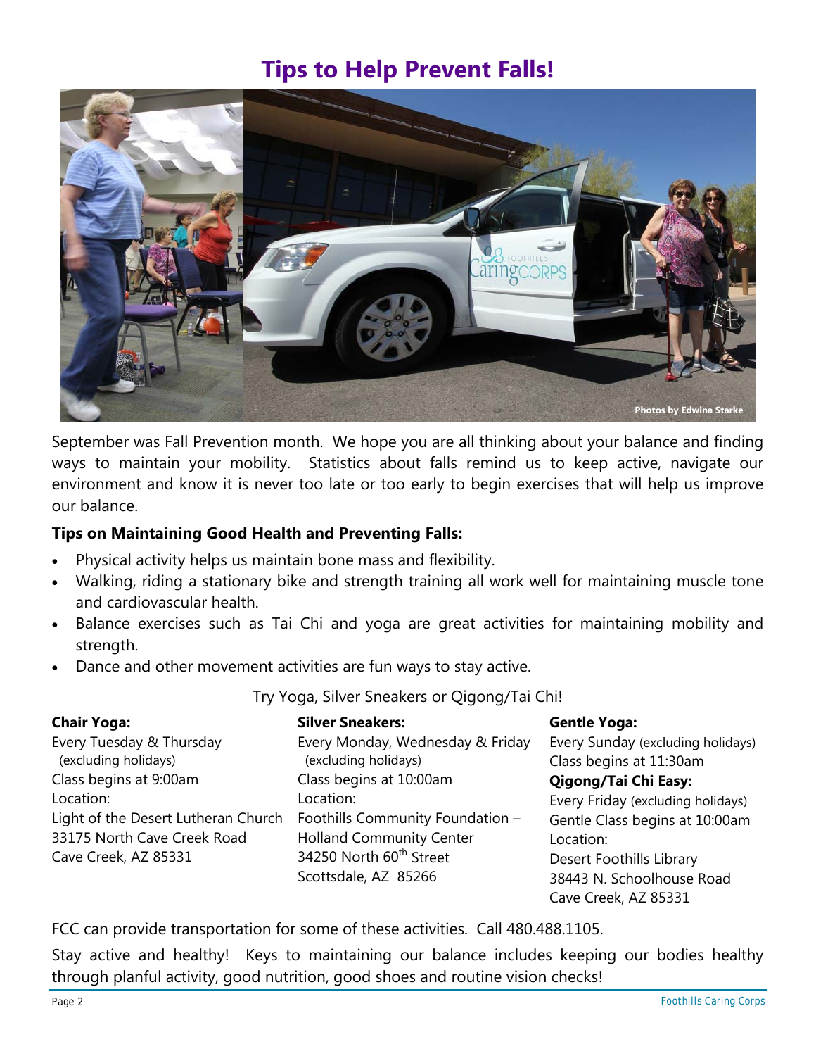# Tips to Help Prevent Falls!

Photos by Edwina Starke

September was Fall Prevention month. We hope you are all thinking about your balance and finding ways to maintain your mobility. Statistics about falls remind us to keep active, navigate our environment and know it is never too late or too early to begin exercises that will help us improve our balance.

**Tips on Maintaining Good Health and Preventing Falls:**

- Physical activity helps us maintain bone mass and flexibility.
- Walking, riding a stationary bike and strength training all work well for maintaining muscle tone and cardiovascular health.
- Balance exercises such as Tai Chi and yoga are great activities for maintaining mobility and strength.
- Dance and other movement activities are fun ways to stay active.

Try Yoga, Silver Sneakers or Qigong/Tai Chi!

**Chair Yoga:**
Every Tuesday & Thursday
(excluding holidays)
Class begins at 9:00am
Location:
Light of the Desert Lutheran Church
33175 North Cave Creek Road
Cave Creek, AZ 85331

**Silver Sneakers:**
Every Monday, Wednesday & Friday
(excluding holidays)
Class begins at 10:00am
Location:
Foothills Community Foundation –
Holland Community Center
34250 North 60th Street
Scottsdale, AZ 85266

**Gentle Yoga:**
Every Sunday (excluding holidays)
Class begins at 11:30am

**Qigong/Tai Chi Easy:**
Every Friday (excluding holidays)
Gentle Class begins at 10:00am
Location:
Desert Foothills Library
38443 N. Schoolhouse Road
Cave Creek, AZ 85331

FCC can provide transportation for some of these activities. Call 480.488.1105.

Stay active and healthy! Keys to maintaining our balance includes keeping our bodies healthy through planful activity, good nutrition, good shoes and routine vision checks!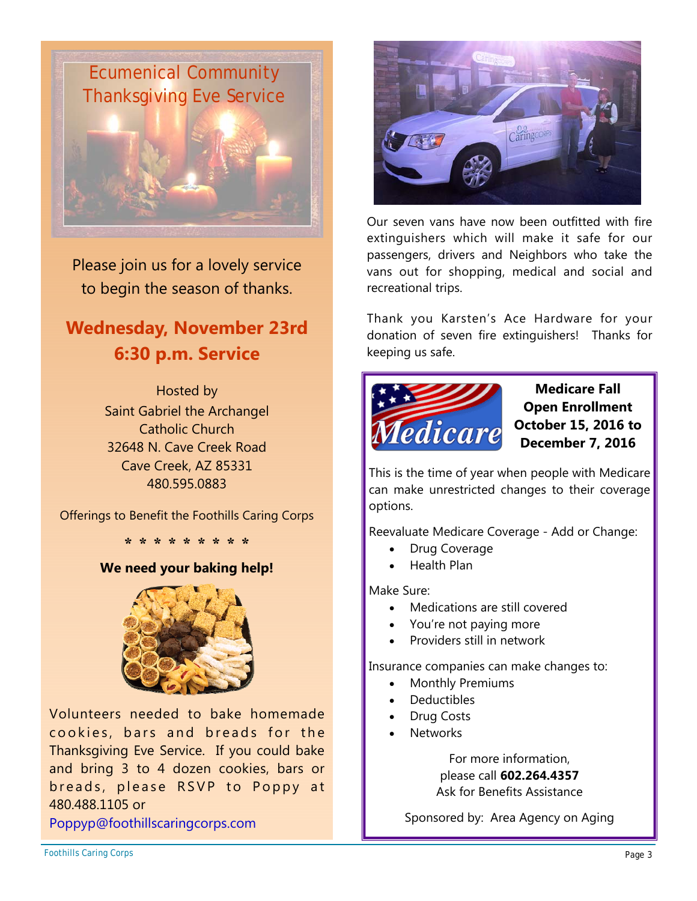## Ecumenical Community Thanksgiving Eve Service

Please join us for a lovely service to begin the season of thanks.

**Wednesday, November 23rd**
**6:30 p.m. Service**

Hosted by
Saint Gabriel the Archangel
Catholic Church
32648 N. Cave Creek Road
Cave Creek, AZ 85331
480.595.0883

Offerings to Benefit the Foothills Caring Corps

* * * * * * * * *

**We need your baking help!**

Volunteers needed to bake homemade cookies, bars and breads for the Thanksgiving Eve Service. If you could bake and bring 3 to 4 dozen cookies, bars or breads, please RSVP to Poppy at 480.488.1105 or Poppyp@foothillscaringcorps.com

Our seven vans have now been outfitted with fire extinguishers which will make it safe for our passengers, drivers and Neighbors who take the vans out for shopping, medical and social and recreational trips.

Thank you Karsten's Ace Hardware for your donation of seven fire extinguishers! Thanks for keeping us safe.

### Medicare Fall Open Enrollment October 15, 2016 to December 7, 2016

This is the time of year when people with Medicare can make unrestricted changes to their coverage options.

Reevaluate Medicare Coverage - Add or Change:

- Drug Coverage
- Health Plan

Make Sure:

- Medications are still covered
- You're not paying more
- Providers still in network

Insurance companies can make changes to:

- Monthly Premiums
- Deductibles
- Drug Costs
- Networks

For more information,
please call **602.264.4357**
Ask for Benefits Assistance

Sponsored by: Area Agency on Aging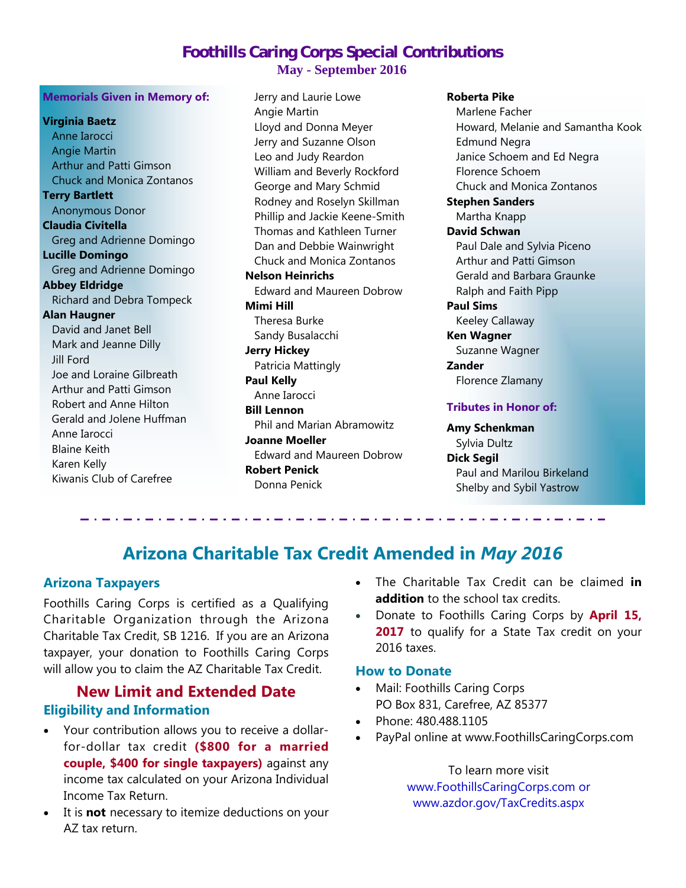# Foothills Caring Corps Special Contributions

**May - September 2016**

## Memorials Given in Memory of:

**Virginia Baetz**
- Anne Iarocci
- Angie Martin
- Arthur and Patti Gimson
- Chuck and Monica Zontanos

**Terry Bartlett**
- Anonymous Donor

**Claudia Civitella**
- Greg and Adrienne Domingo

**Lucille Domingo**
- Greg and Adrienne Domingo

**Abbey Eldridge**
- Richard and Debra Tompeck

**Alan Haugner**
- David and Janet Bell
- Mark and Jeanne Dilly
- Jill Ford
- Joe and Loraine Gilbreath
- Arthur and Patti Gimson
- Robert and Anne Hilton
- Gerald and Jolene Huffman
- Anne Iarocci
- Blaine Keith
- Karen Kelly
- Kiwanis Club of Carefree
- Jerry and Laurie Lowe
- Angie Martin
- Lloyd and Donna Meyer
- Jerry and Suzanne Olson
- Leo and Judy Reardon
- William and Beverly Rockford
- George and Mary Schmid
- Rodney and Roselyn Skillman
- Phillip and Jackie Keene-Smith
- Thomas and Kathleen Turner
- Dan and Debbie Wainwright
- Chuck and Monica Zontanos

**Nelson Heinrichs**
- Edward and Maureen Dobrow

**Mimi Hill**
- Theresa Burke
- Sandy Busalacchi

**Jerry Hickey**
- Patricia Mattingly

**Paul Kelly**
- Anne Iarocci

**Bill Lennon**
- Phil and Marian Abramowitz

**Joanne Moeller**
- Edward and Maureen Dobrow

**Robert Penick**
- Donna Penick

**Roberta Pike**
- Marlene Facher
- Howard, Melanie and Samantha Kook
- Edmund Negra
- Janice Schoem and Ed Negra
- Florence Schoem
- Chuck and Monica Zontanos

**Stephen Sanders**
- Martha Knapp

**David Schwan**
- Paul Dale and Sylvia Piceno
- Arthur and Patti Gimson
- Gerald and Barbara Graunke
- Ralph and Faith Pipp

**Paul Sims**
- Keeley Callaway

**Ken Wagner**
- Suzanne Wagner

**Zander**
- Florence Zlamany

## Tributes in Honor of:

**Amy Schenkman**
- Sylvia Dultz

**Dick Segil**
- Paul and Marilou Birkeland
- Shelby and Sybil Yastrow

---

# Arizona Charitable Tax Credit Amended in *May 2016*

### Arizona Taxpayers

Foothills Caring Corps is certified as a Qualifying Charitable Organization through the Arizona Charitable Tax Credit, SB 1216. If you are an Arizona taxpayer, your donation to Foothills Caring Corps will allow you to claim the AZ Charitable Tax Credit.

## New Limit and Extended Date

### Eligibility and Information

- Your contribution allows you to receive a dollar-for-dollar tax credit **($800 for a married couple, $400 for single taxpayers)** against any income tax calculated on your Arizona Individual Income Tax Return.
- It is **not** necessary to itemize deductions on your AZ tax return.
- The Charitable Tax Credit can be claimed **in addition** to the school tax credits.
- Donate to Foothills Caring Corps by **April 15, 2017** to qualify for a State Tax credit on your 2016 taxes.

### How to Donate

- Mail: Foothills Caring Corps
  PO Box 831, Carefree, AZ 85377
- Phone: 480.488.1105
- PayPal online at www.FoothillsCaringCorps.com

To learn more visit
www.FoothillsCaringCorps.com or
www.azdor.gov/TaxCredits.aspx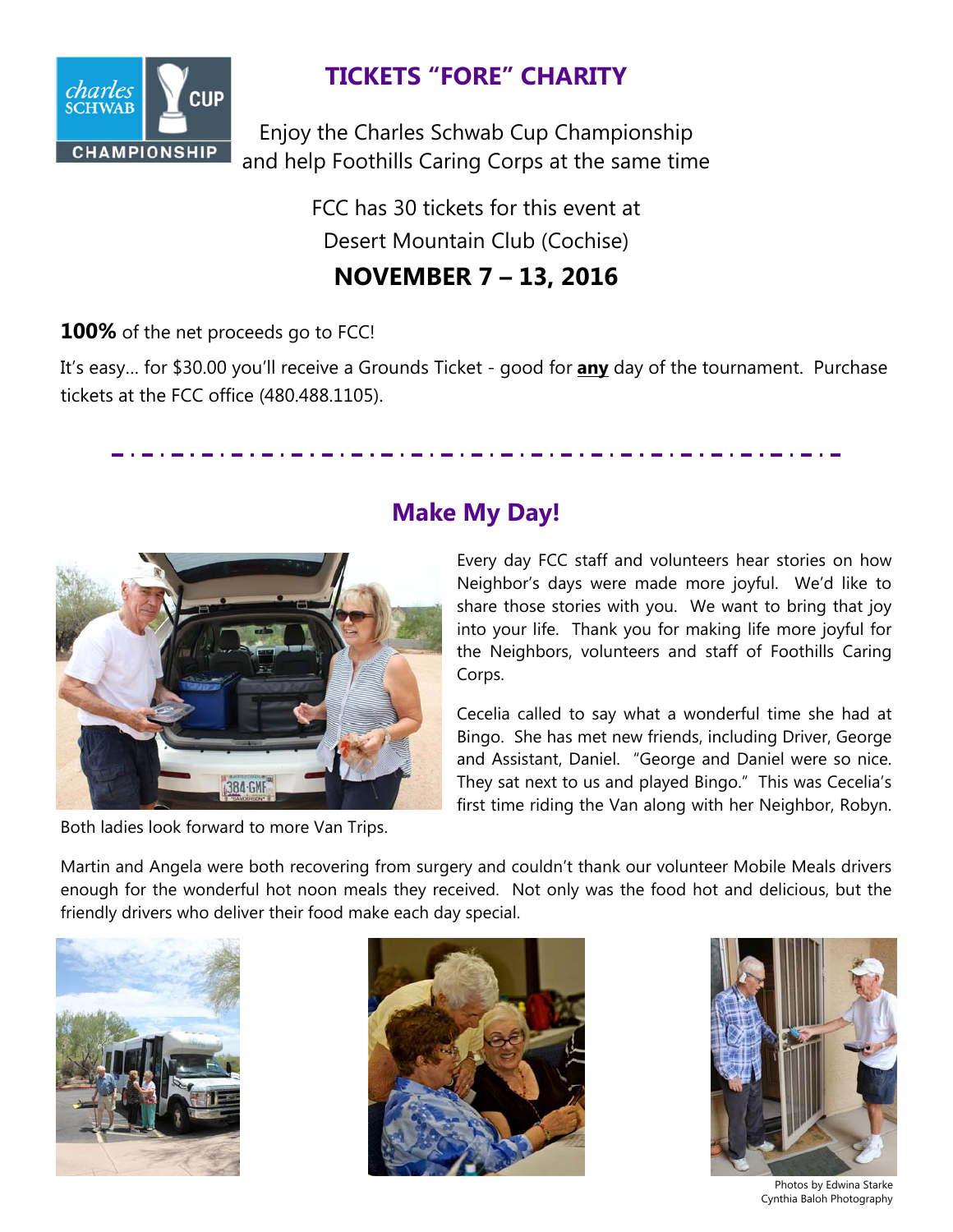## TICKETS "FORE" CHARITY

Enjoy the Charles Schwab Cup Championship and help Foothills Caring Corps at the same time

FCC has 30 tickets for this event at Desert Mountain Club (Cochise)

**NOVEMBER 7 – 13, 2016**

**100%** of the net proceeds go to FCC!

It's easy… for $30.00 you'll receive a Grounds Ticket - good for **any** day of the tournament. Purchase tickets at the FCC office (480.488.1105).

---

## Make My Day!

Every day FCC staff and volunteers hear stories on how Neighbor's days were made more joyful. We'd like to share those stories with you. We want to bring that joy into your life. Thank you for making life more joyful for the Neighbors, volunteers and staff of Foothills Caring Corps.

Cecelia called to say what a wonderful time she had at Bingo. She has met new friends, including Driver, George and Assistant, Daniel. "George and Daniel were so nice. They sat next to us and played Bingo." This was Cecelia's first time riding the Van along with her Neighbor, Robyn. Both ladies look forward to more Van Trips.

Martin and Angela were both recovering from surgery and couldn't thank our volunteer Mobile Meals drivers enough for the wonderful hot noon meals they received. Not only was the food hot and delicious, but the friendly drivers who deliver their food make each day special.

Photos by Edwina Starke
Cynthia Baloh Photography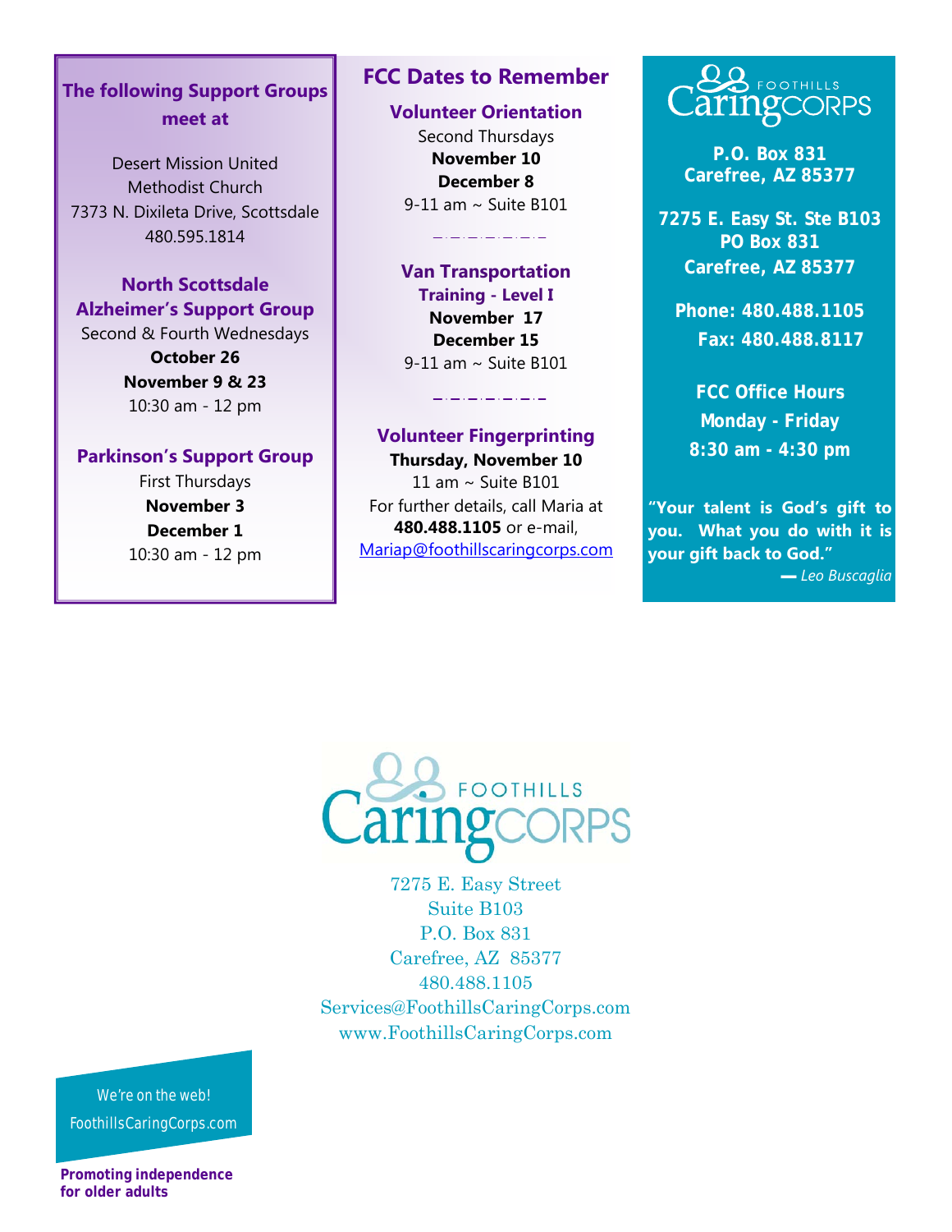**The following Support Groups meet at**

Desert Mission United Methodist Church
7373 N. Dixileta Drive, Scottsdale
480.595.1814

**North Scottsdale Alzheimer's Support Group**
Second & Fourth Wednesdays
**October 26**
**November 9 & 23**
10:30 am - 12 pm

**Parkinson's Support Group**
First Thursdays
**November 3**
**December 1**
10:30 am - 12 pm

## FCC Dates to Remember

**Volunteer Orientation**
Second Thursdays
**November 10**
**December 8**
9-11 am ~ Suite B101

**Van Transportation Training - Level I**
**November 17**
**December 15**
9-11 am ~ Suite B101

**Volunteer Fingerprinting**
**Thursday, November 10**
11 am ~ Suite B101
For further details, call Maria at **480.488.1105** or e-mail, Mariap@foothillscaringcorps.com

**Foothills Caring Corps**

**P.O. Box 831**
**Carefree, AZ 85377**

**7275 E. Easy St. Ste B103**
**PO Box 831**
**Carefree, AZ 85377**

**Phone: 480.488.1105**
**Fax: 480.488.8117**

**FCC Office Hours**
**Monday - Friday**
**8:30 am - 4:30 pm**

**"Your talent is God's gift to you. What you do with it is your gift back to God."**
— *Leo Buscaglia*

Foothills Caring Corps
7275 E. Easy Street
Suite B103
P.O. Box 831
Carefree, AZ 85377
480.488.1105
Services@FoothillsCaringCorps.com
www.FoothillsCaringCorps.com

We're on the web!
FoothillsCaringCorps.com

**Promoting independence for older adults**